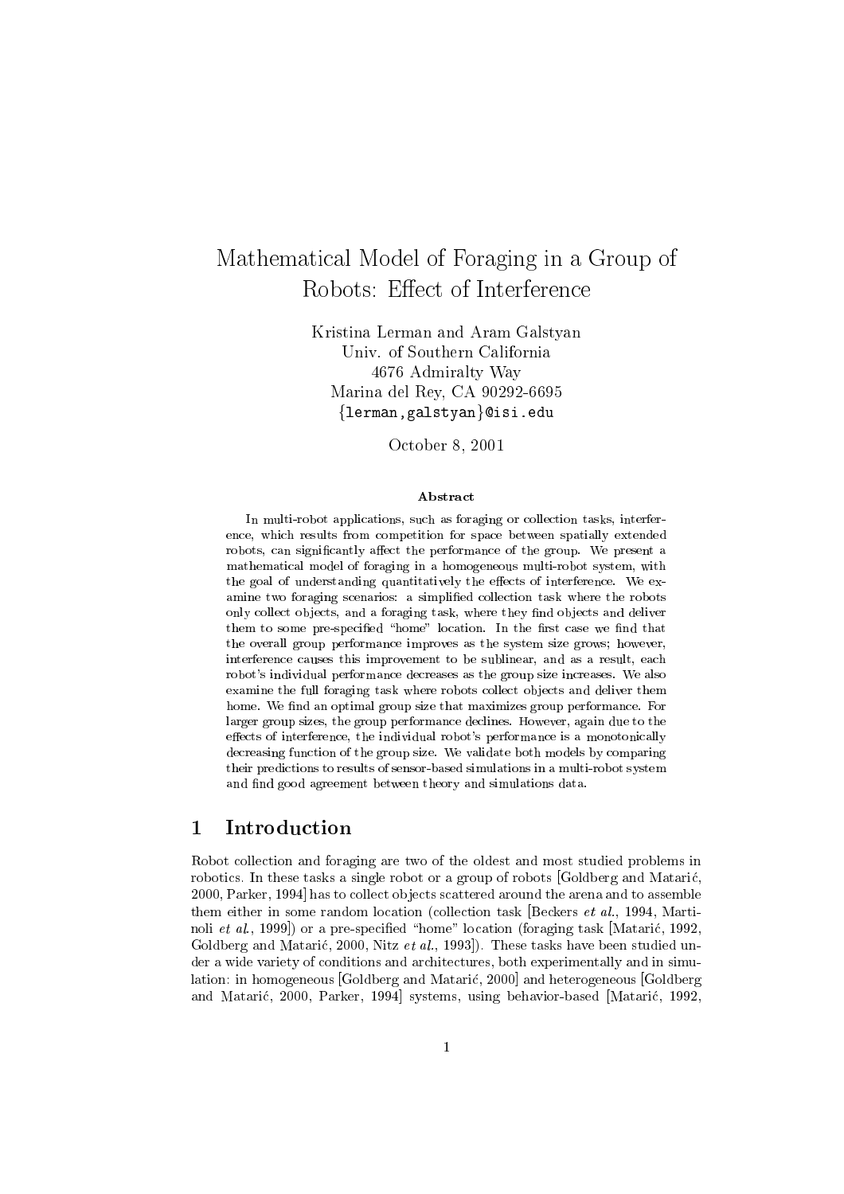# Mathematical Model of Foraging in a Group of Robots: Effect of Interference

Kristina Lerman and Aram Galstyan
Univ. of Southern California
4676 Admiralty Way
Marina del Rey, CA 90292-6695
{lerman,galstyan}@isi.edu

October 8, 2001

**Abstract**

In multi-robot applications, such as foraging or collection tasks, interference, which results from competition for space between spatially extended robots, can significantly affect the performance of the group. We present a mathematical model of foraging in a homogeneous multi-robot system, with the goal of understanding quantitatively the effects of interference. We examine two foraging scenarios: a simplified collection task where the robots only collect objects, and a foraging task, where they find objects and deliver them to some pre-specified "home" location. In the first case we find that the overall group performance improves as the system size grows; however, interference causes this improvement to be sublinear, and as a result, each robot's individual performance decreases as the group size increases. We also examine the full foraging task where robots collect objects and deliver them home. We find an optimal group size that maximizes group performance. For larger group sizes, the group performance declines. However, again due to the effects of interference, the individual robot's performance is a monotonically decreasing function of the group size. We validate both models by comparing their predictions to results of sensor-based simulations in a multi-robot system and find good agreement between theory and simulations data.

## 1 Introduction

Robot collection and foraging are two of the oldest and most studied problems in robotics. In these tasks a single robot or a group of robots [Goldberg and Matarić, 2000, Parker, 1994] has to collect objects scattered around the arena and to assemble them either in some random location (collection task [Beckers *et al.*, 1994, Martinoli *et al.*, 1999]) or a pre-specified "home" location (foraging task [Matarić, 1992, Goldberg and Matarić, 2000, Nitz *et al.*, 1993]). These tasks have been studied under a wide variety of conditions and architectures, both experimentally and in simulation: in homogeneous [Goldberg and Matarić, 2000] and heterogeneous [Goldberg and Matarić, 2000, Parker, 1994] systems, using behavior-based [Matarić, 1992,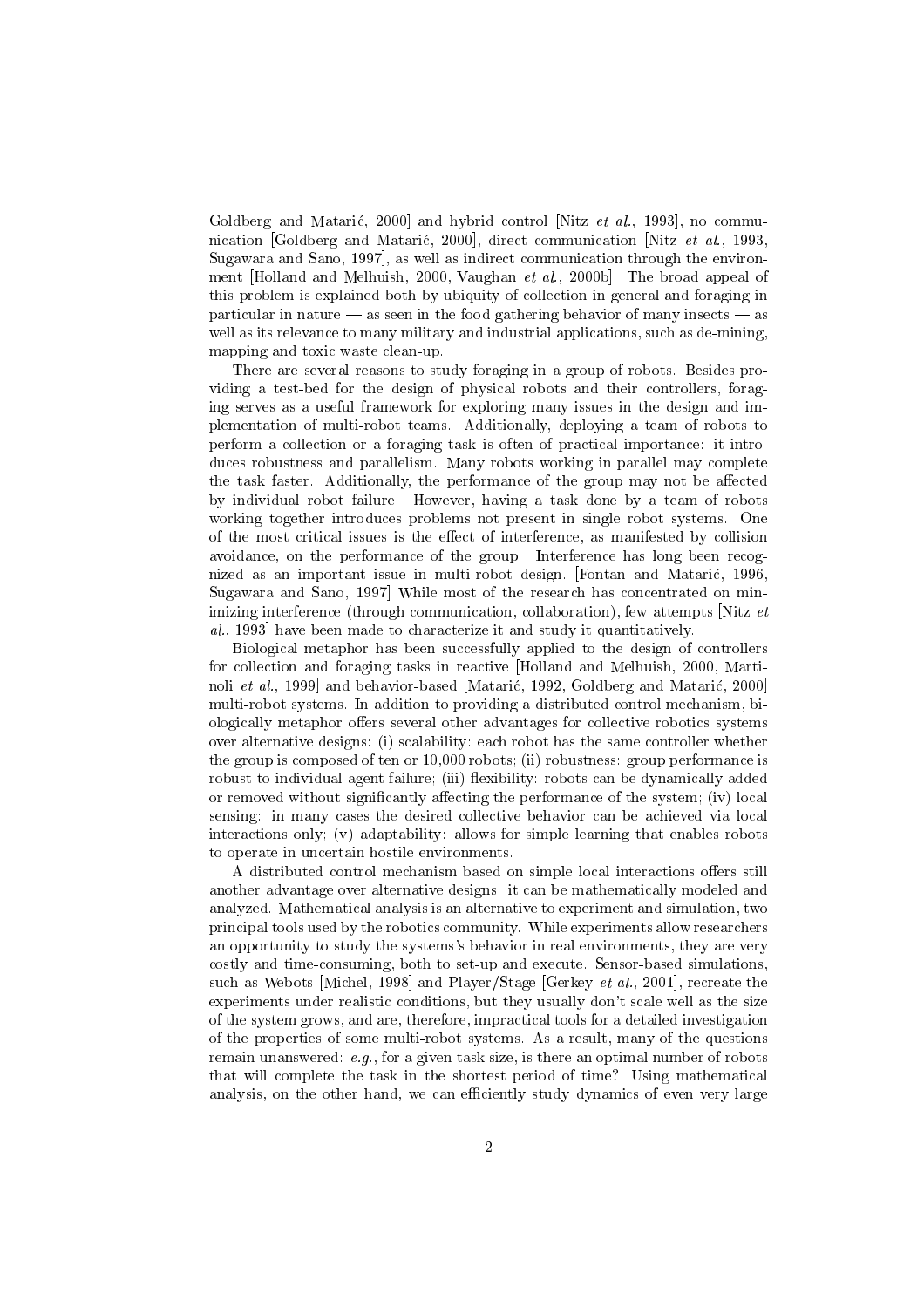Goldberg and Matarić, 2000] and hybrid control [Nitz *et al.*, 1993], no communication [Goldberg and Matarić, 2000], direct communication [Nitz *et al.*, 1993, Sugawara and Sano, 1997], as well as indirect communication through the environment [Holland and Melhuish, 2000, Vaughan *et al.*, 2000b]. The broad appeal of this problem is explained both by ubiquity of collection in general and foraging in particular in nature — as seen in the food gathering behavior of many insects — as well as its relevance to many military and industrial applications, such as de-mining, mapping and toxic waste clean-up.

There are several reasons to study foraging in a group of robots. Besides providing a test-bed for the design of physical robots and their controllers, foraging serves as a useful framework for exploring many issues in the design and implementation of multi-robot teams. Additionally, deploying a team of robots to perform a collection or a foraging task is often of practical importance: it introduces robustness and parallelism. Many robots working in parallel may complete the task faster. Additionally, the performance of the group may not be affected by individual robot failure. However, having a task done by a team of robots working together introduces problems not present in single robot systems. One of the most critical issues is the effect of interference, as manifested by collision avoidance, on the performance of the group. Interference has long been recognized as an important issue in multi-robot design. [Fontan and Matarić, 1996, Sugawara and Sano, 1997] While most of the research has concentrated on minimizing interference (through communication, collaboration), few attempts [Nitz *et al.*, 1993] have been made to characterize it and study it quantitatively.

Biological metaphor has been successfully applied to the design of controllers for collection and foraging tasks in reactive [Holland and Melhuish, 2000, Martinoli *et al.*, 1999] and behavior-based [Matarić, 1992, Goldberg and Matarić, 2000] multi-robot systems. In addition to providing a distributed control mechanism, biologically metaphor offers several other advantages for collective robotics systems over alternative designs: (i) scalability: each robot has the same controller whether the group is composed of ten or 10,000 robots; (ii) robustness: group performance is robust to individual agent failure; (iii) flexibility: robots can be dynamically added or removed without significantly affecting the performance of the system; (iv) local sensing: in many cases the desired collective behavior can be achieved via local interactions only; (v) adaptability: allows for simple learning that enables robots to operate in uncertain hostile environments.

A distributed control mechanism based on simple local interactions offers still another advantage over alternative designs: it can be mathematically modeled and analyzed. Mathematical analysis is an alternative to experiment and simulation, two principal tools used by the robotics community. While experiments allow researchers an opportunity to study the systems's behavior in real environments, they are very costly and time-consuming, both to set-up and execute. Sensor-based simulations, such as Webots [Michel, 1998] and Player/Stage [Gerkey *et al.*, 2001], recreate the experiments under realistic conditions, but they usually don't scale well as the size of the system grows, and are, therefore, impractical tools for a detailed investigation of the properties of some multi-robot systems. As a result, many of the questions remain unanswered: *e.g.*, for a given task size, is there an optimal number of robots that will complete the task in the shortest period of time? Using mathematical analysis, on the other hand, we can efficiently study dynamics of even very large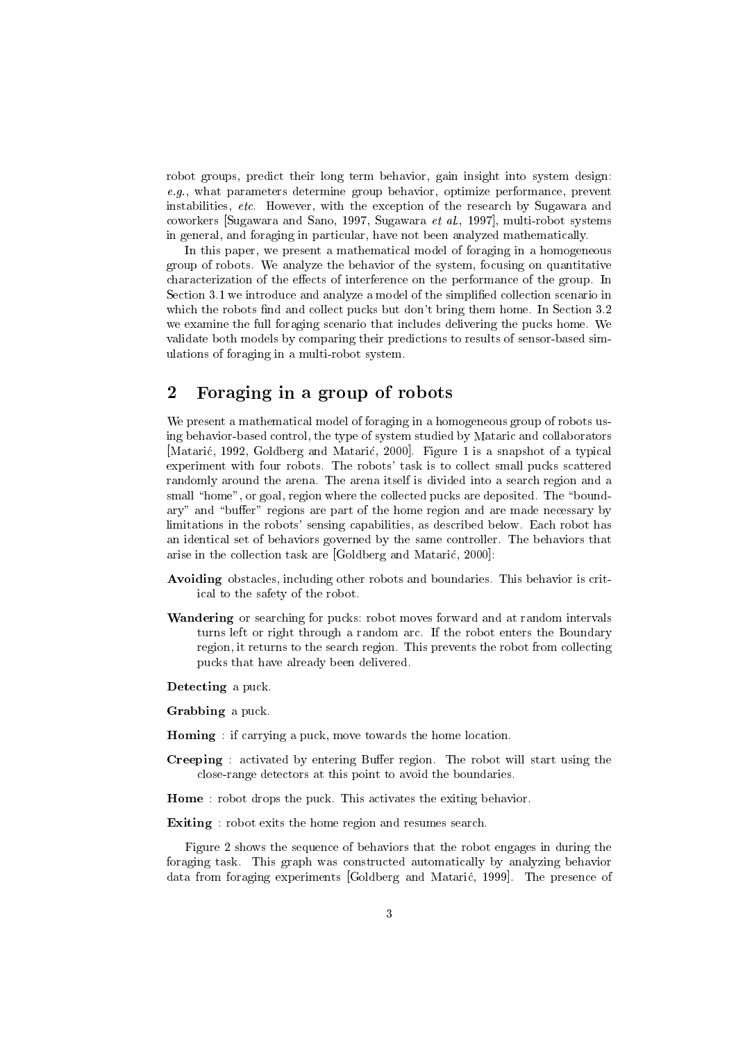robot groups, predict their long term behavior, gain insight into system design: *e.g.*, what parameters determine group behavior, optimize performance, prevent instabilities, *etc.* However, with the exception of the research by Sugawara and coworkers [Sugawara and Sano, 1997, Sugawara *et al.*, 1997], multi-robot systems in general, and foraging in particular, have not been analyzed mathematically.

In this paper, we present a mathematical model of foraging in a homogeneous group of robots. We analyze the behavior of the system, focusing on quantitative characterization of the effects of interference on the performance of the group. In Section 3.1 we introduce and analyze a model of the simplified collection scenario in which the robots find and collect pucks but don't bring them home. In Section 3.2 we examine the full foraging scenario that includes delivering the pucks home. We validate both models by comparing their predictions to results of sensor-based simulations of foraging in a multi-robot system.

## 2 Foraging in a group of robots

We present a mathematical model of foraging in a homogeneous group of robots using behavior-based control, the type of system studied by Mataric and collaborators [Matarić, 1992, Goldberg and Matarić, 2000]. Figure 1 is a snapshot of a typical experiment with four robots. The robots' task is to collect small pucks scattered randomly around the arena. The arena itself is divided into a search region and a small "home", or goal, region where the collected pucks are deposited. The "boundary" and "buffer" regions are part of the home region and are made necessary by limitations in the robots' sensing capabilities, as described below. Each robot has an identical set of behaviors governed by the same controller. The behaviors that arise in the collection task are [Goldberg and Matarić, 2000]:

**Avoiding** obstacles, including other robots and boundaries. This behavior is critical to the safety of the robot.

**Wandering** or searching for pucks: robot moves forward and at random intervals turns left or right through a random arc. If the robot enters the Boundary region, it returns to the search region. This prevents the robot from collecting pucks that have already been delivered.

**Detecting** a puck.

**Grabbing** a puck.

**Homing** : if carrying a puck, move towards the home location.

**Creeping** : activated by entering Buffer region. The robot will start using the close-range detectors at this point to avoid the boundaries.

**Home** : robot drops the puck. This activates the exiting behavior.

**Exiting** : robot exits the home region and resumes search.

Figure 2 shows the sequence of behaviors that the robot engages in during the foraging task. This graph was constructed automatically by analyzing behavior data from foraging experiments [Goldberg and Matarić, 1999]. The presence of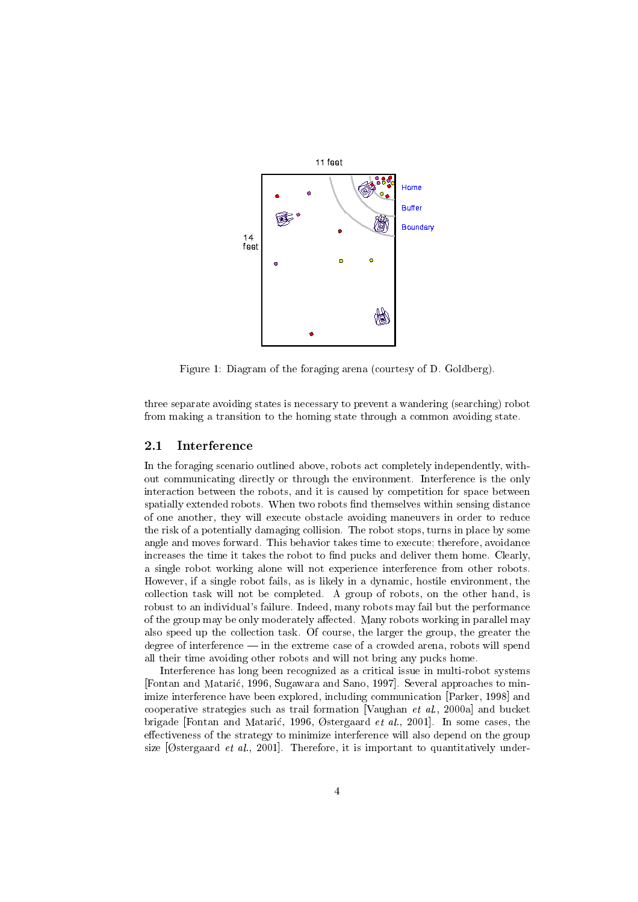Figure 1: Diagram of the foraging arena (courtesy of D. Goldberg).

three separate avoiding states is necessary to prevent a wandering (searching) robot from making a transition to the homing state through a common avoiding state.

### 2.1 Interference

In the foraging scenario outlined above, robots act completely independently, without communicating directly or through the environment. Interference is the only interaction between the robots, and it is caused by competition for space between spatially extended robots. When two robots find themselves within sensing distance of one another, they will execute obstacle avoiding maneuvers in order to reduce the risk of a potentially damaging collision. The robot stops, turns in place by some angle and moves forward. This behavior takes time to execute; therefore, avoidance increases the time it takes the robot to find pucks and deliver them home. Clearly, a single robot working alone will not experience interference from other robots. However, if a single robot fails, as is likely in a dynamic, hostile environment, the collection task will not be completed. A group of robots, on the other hand, is robust to an individual's failure. Indeed, many robots may fail but the performance of the group may be only moderately affected. Many robots working in parallel may also speed up the collection task. Of course, the larger the group, the greater the degree of interference — in the extreme case of a crowded arena, robots will spend all their time avoiding other robots and will not bring any pucks home.

Interference has long been recognized as a critical issue in multi-robot systems [Fontan and Matarić, 1996, Sugawara and Sano, 1997]. Several approaches to minimize interference have been explored, including communication [Parker, 1998] and cooperative strategies such as trail formation [Vaughan *et al.*, 2000a] and bucket brigade [Fontan and Matarić, 1996, Østergaard *et al.*, 2001]. In some cases, the effectiveness of the strategy to minimize interference will also depend on the group size [Østergaard *et al.*, 2001]. Therefore, it is important to quantitatively under-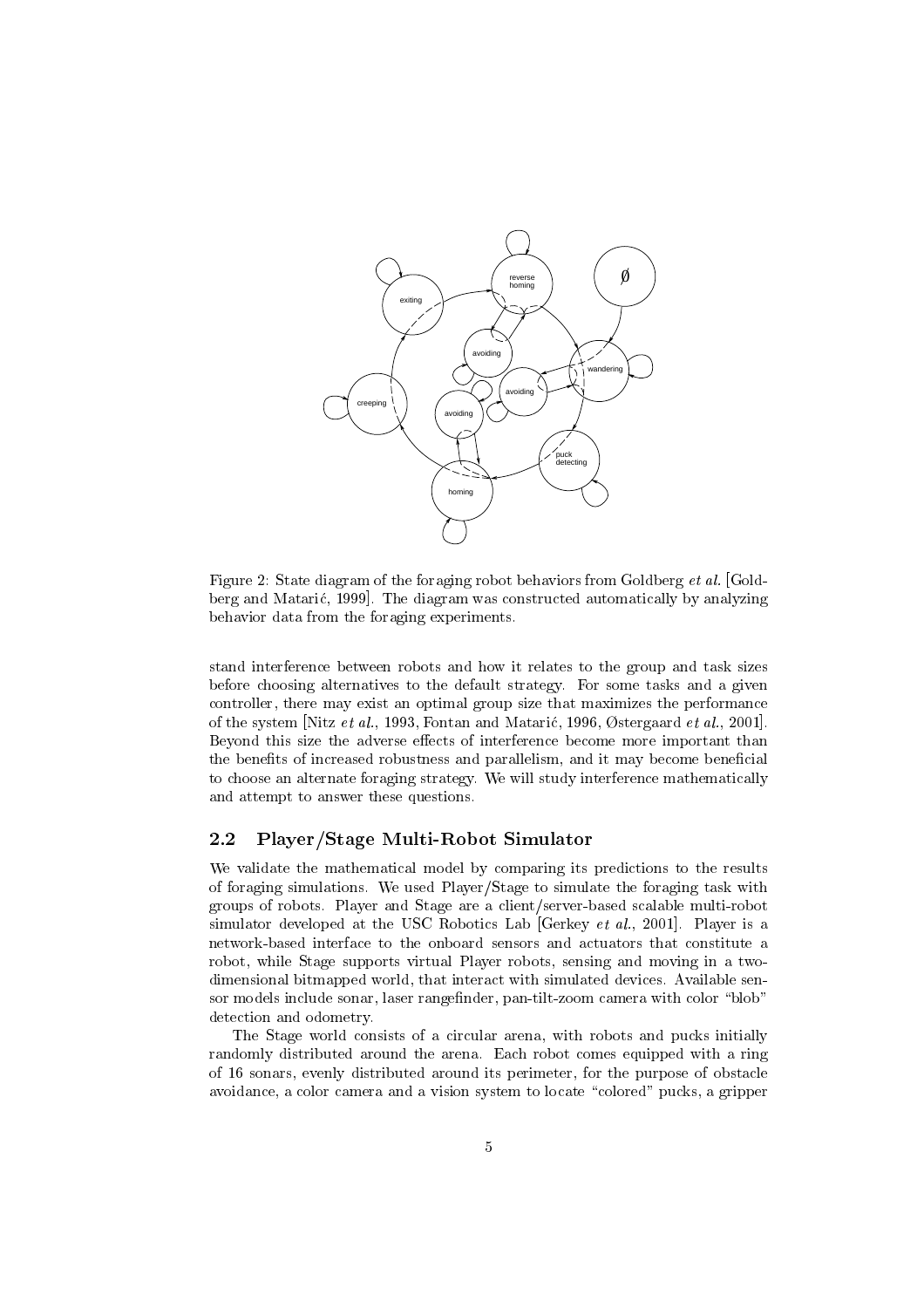Figure 2: State diagram of the foraging robot behaviors from Goldberg *et al.* [Goldberg and Matarić, 1999]. The diagram was constructed automatically by analyzing behavior data from the foraging experiments.

stand interference between robots and how it relates to the group and task sizes before choosing alternatives to the default strategy. For some tasks and a given controller, there may exist an optimal group size that maximizes the performance of the system [Nitz *et al.*, 1993, Fontan and Matarić, 1996, Østergaard *et al.*, 2001]. Beyond this size the adverse effects of interference become more important than the benefits of increased robustness and parallelism, and it may become beneficial to choose an alternate foraging strategy. We will study interference mathematically and attempt to answer these questions.

## 2.2 Player/Stage Multi-Robot Simulator

We validate the mathematical model by comparing its predictions to the results of foraging simulations. We used Player/Stage to simulate the foraging task with groups of robots. Player and Stage are a client/server-based scalable multi-robot simulator developed at the USC Robotics Lab [Gerkey *et al.*, 2001]. Player is a network-based interface to the onboard sensors and actuators that constitute a robot, while Stage supports virtual Player robots, sensing and moving in a two-dimensional bitmapped world, that interact with simulated devices. Available sensor models include sonar, laser rangefinder, pan-tilt-zoom camera with color "blob" detection and odometry.

The Stage world consists of a circular arena, with robots and pucks initially randomly distributed around the arena. Each robot comes equipped with a ring of 16 sonars, evenly distributed around its perimeter, for the purpose of obstacle avoidance, a color camera and a vision system to locate "colored" pucks, a gripper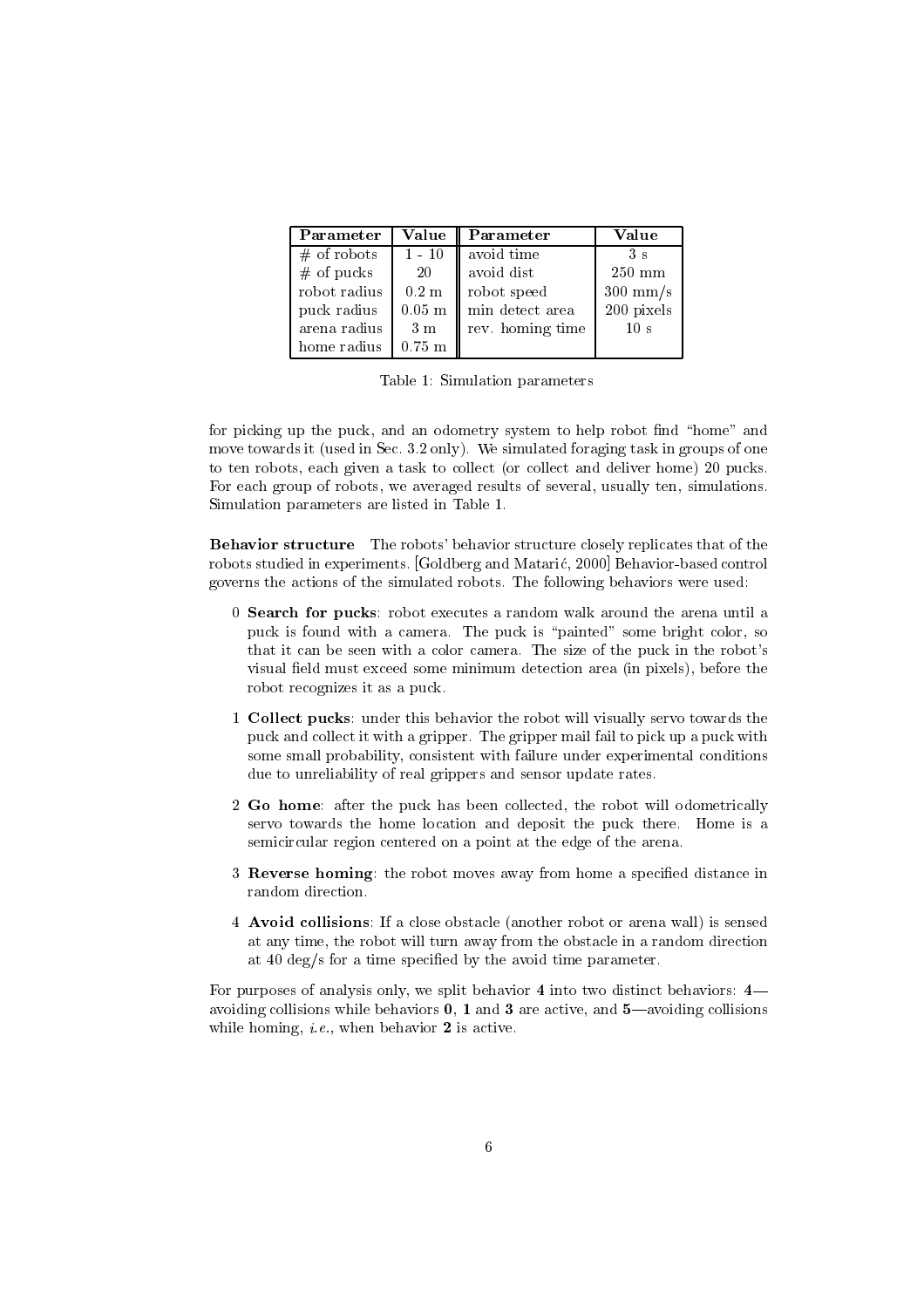| Parameter | Value | Parameter | Value |
| --- | --- | --- | --- |
| # of robots | 1 - 10 | avoid time | 3 s |
| # of pucks | 20 | avoid dist | 250 mm |
| robot radius | 0.2 m | robot speed | 300 mm/s |
| puck radius | 0.05 m | min detect area | 200 pixels |
| arena radius | 3 m | rev. homing time | 10 s |
| home radius | 0.75 m | | |

Table 1: Simulation parameters

for picking up the puck, and an odometry system to help robot find "home" and move towards it (used in Sec. 3.2 only). We simulated foraging task in groups of one to ten robots, each given a task to collect (or collect and deliver home) 20 pucks. For each group of robots, we averaged results of several, usually ten, simulations. Simulation parameters are listed in Table 1.

**Behavior structure** The robots' behavior structure closely replicates that of the robots studied in experiments. [Goldberg and Matarić, 2000] Behavior-based control governs the actions of the simulated robots. The following behaviors were used:

0 **Search for pucks**: robot executes a random walk around the arena until a puck is found with a camera. The puck is "painted" some bright color, so that it can be seen with a color camera. The size of the puck in the robot's visual field must exceed some minimum detection area (in pixels), before the robot recognizes it as a puck.

1 **Collect pucks**: under this behavior the robot will visually servo towards the puck and collect it with a gripper. The gripper mail fail to pick up a puck with some small probability, consistent with failure under experimental conditions due to unreliability of real grippers and sensor update rates.

2 **Go home**: after the puck has been collected, the robot will odometrically servo towards the home location and deposit the puck there. Home is a semicircular region centered on a point at the edge of the arena.

3 **Reverse homing**: the robot moves away from home a specified distance in random direction.

4 **Avoid collisions**: If a close obstacle (another robot or arena wall) is sensed at any time, the robot will turn away from the obstacle in a random direction at 40 deg/s for a time specified by the avoid time parameter.

For purposes of analysis only, we split behavior **4** into two distinct behaviors: **4**—avoiding collisions while behaviors **0**, **1** and **3** are active, and **5**—avoiding collisions while homing, *i.e.*, when behavior **2** is active.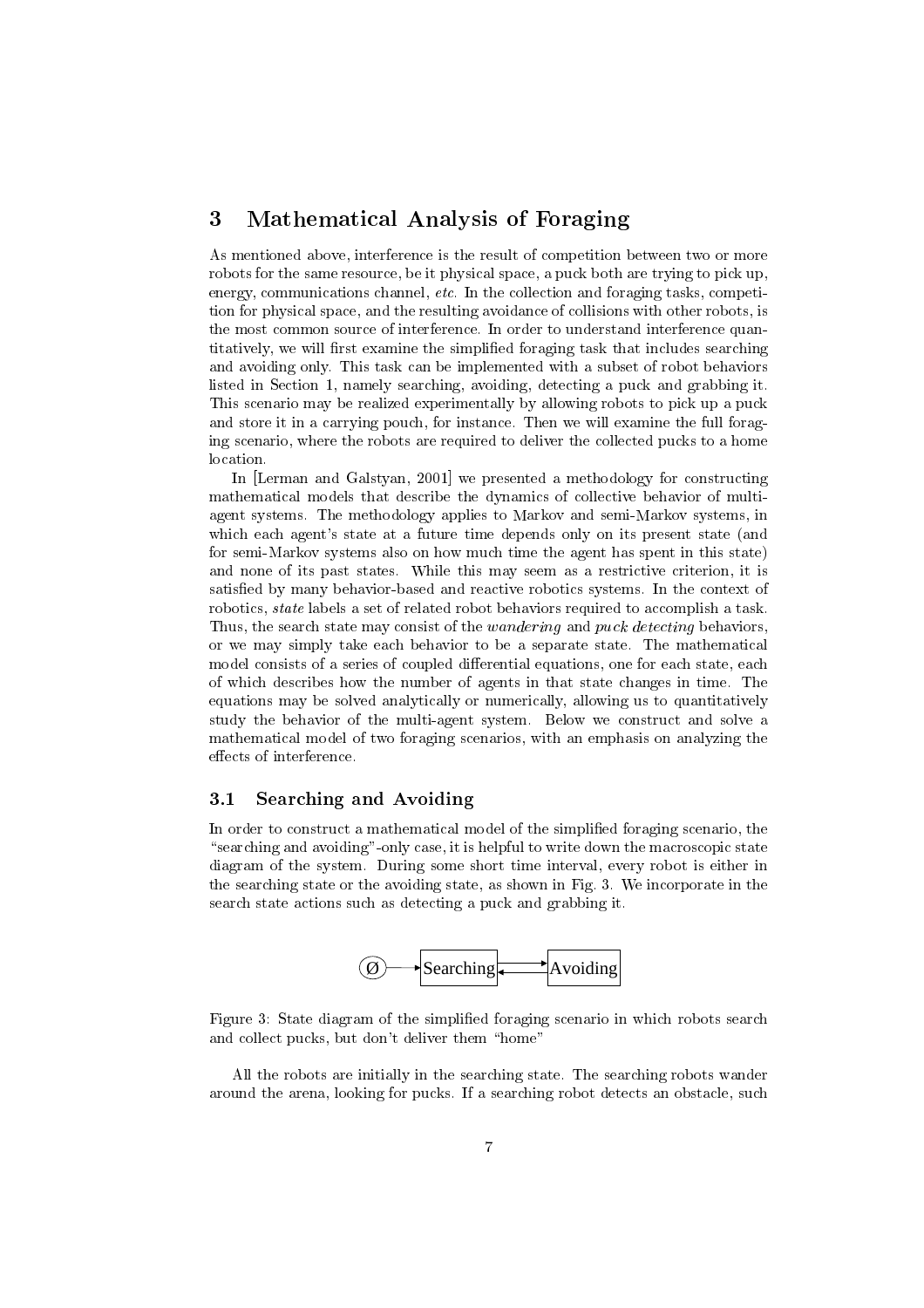# 3 Mathematical Analysis of Foraging

As mentioned above, interference is the result of competition between two or more robots for the same resource, be it physical space, a puck both are trying to pick up, energy, communications channel, *etc.* In the collection and foraging tasks, competition for physical space, and the resulting avoidance of collisions with other robots, is the most common source of interference. In order to understand interference quantitatively, we will first examine the simplified foraging task that includes searching and avoiding only. This task can be implemented with a subset of robot behaviors listed in Section 1, namely searching, avoiding, detecting a puck and grabbing it. This scenario may be realized experimentally by allowing robots to pick up a puck and store it in a carrying pouch, for instance. Then we will examine the full foraging scenario, where the robots are required to deliver the collected pucks to a home location.

In [Lerman and Galstyan, 2001] we presented a methodology for constructing mathematical models that describe the dynamics of collective behavior of multi-agent systems. The methodology applies to Markov and semi-Markov systems, in which each agent's state at a future time depends only on its present state (and for semi-Markov systems also on how much time the agent has spent in this state) and none of its past states. While this may seem as a restrictive criterion, it is satisfied by many behavior-based and reactive robotics systems. In the context of robotics, *state* labels a set of related robot behaviors required to accomplish a task. Thus, the search state may consist of the *wandering* and *puck detecting* behaviors, or we may simply take each behavior to be a separate state. The mathematical model consists of a series of coupled differential equations, one for each state, each of which describes how the number of agents in that state changes in time. The equations may be solved analytically or numerically, allowing us to quantitatively study the behavior of the multi-agent system. Below we construct and solve a mathematical model of two foraging scenarios, with an emphasis on analyzing the effects of interference.

## 3.1 Searching and Avoiding

In order to construct a mathematical model of the simplified foraging scenario, the "searching and avoiding"-only case, it is helpful to write down the macroscopic state diagram of the system. During some short time interval, every robot is either in the searching state or the avoiding state, as shown in Fig. 3. We incorporate in the search state actions such as detecting a puck and grabbing it.

Ø → Searching ⇄ Avoiding

Figure 3: State diagram of the simplified foraging scenario in which robots search and collect pucks, but don't deliver them "home"

All the robots are initially in the searching state. The searching robots wander around the arena, looking for pucks. If a searching robot detects an obstacle, such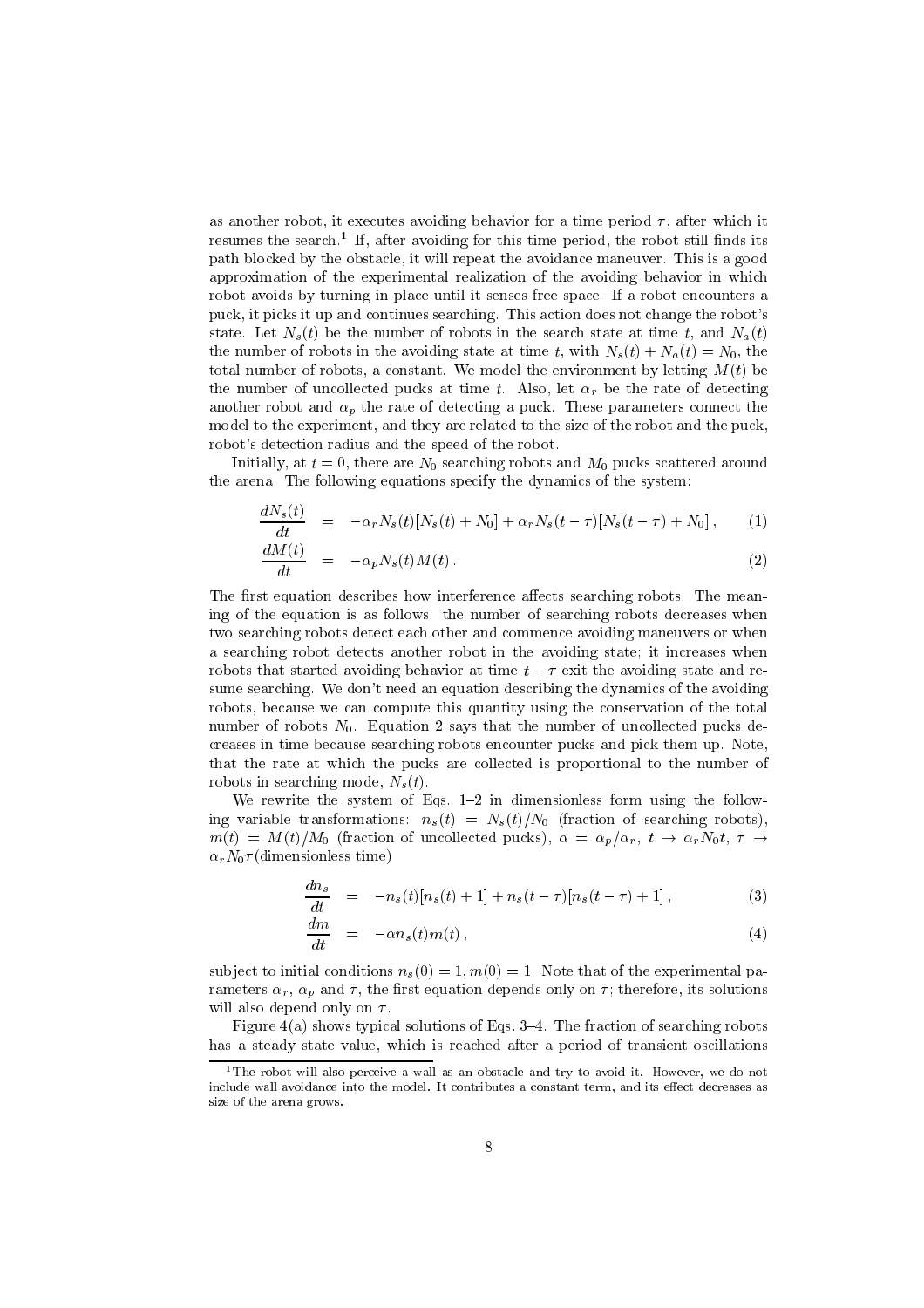as another robot, it executes avoiding behavior for a time period $\tau$, after which it resumes the search.[1] If, after avoiding for this time period, the robot still finds its path blocked by the obstacle, it will repeat the avoidance maneuver. This is a good approximation of the experimental realization of the avoiding behavior in which robot avoids by turning in place until it senses free space. If a robot encounters a puck, it picks it up and continues searching. This action does not change the robot's state. Let $N_s(t)$ be the number of robots in the search state at time $t$, and $N_a(t)$ the number of robots in the avoiding state at time $t$, with $N_s(t) + N_a(t) = N_0$, the total number of robots, a constant. We model the environment by letting $M(t)$ be the number of uncollected pucks at time $t$. Also, let $\alpha_r$ be the rate of detecting another robot and $\alpha_p$ the rate of detecting a puck. These parameters connect the model to the experiment, and they are related to the size of the robot and the puck, robot's detection radius and the speed of the robot.

Initially, at $t = 0$, there are $N_0$ searching robots and $M_0$ pucks scattered around the arena. The following equations specify the dynamics of the system:

$$\frac{dN_s(t)}{dt} = -\alpha_r N_s(t)[N_s(t) + N_0] + \alpha_r N_s(t-\tau)[N_s(t-\tau) + N_0] , \qquad (1)$$

$$\frac{dM(t)}{dt} = -\alpha_p N_s(t) M(t) . \qquad (2)$$

The first equation describes how interference affects searching robots. The meaning of the equation is as follows: the number of searching robots decreases when two searching robots detect each other and commence avoiding maneuvers or when a searching robot detects another robot in the avoiding state; it increases when robots that started avoiding behavior at time $t - \tau$ exit the avoiding state and resume searching. We don't need an equation describing the dynamics of the avoiding robots, because we can compute this quantity using the conservation of the total number of robots $N_0$. Equation 2 says that the number of uncollected pucks decreases in time because searching robots encounter pucks and pick them up. Note, that the rate at which the pucks are collected is proportional to the number of robots in searching mode, $N_s(t)$.

We rewrite the system of Eqs. 1–2 in dimensionless form using the following variable transformations: $n_s(t) = N_s(t)/N_0$ (fraction of searching robots), $m(t) = M(t)/M_0$ (fraction of uncollected pucks), $\alpha = \alpha_p/\alpha_r$, $t \to \alpha_r N_0 t$, $\tau \to \alpha_r N_0 \tau$(dimensionless time)

$$\frac{dn_s}{dt} = -n_s(t)[n_s(t) + 1] + n_s(t-\tau)[n_s(t-\tau) + 1] , \qquad (3)$$

$$\frac{dm}{dt} = -\alpha n_s(t) m(t) , \qquad (4)$$

subject to initial conditions $n_s(0) = 1, m(0) = 1$. Note that of the experimental parameters $\alpha_r$, $\alpha_p$ and $\tau$, the first equation depends only on $\tau$; therefore, its solutions will also depend only on $\tau$.

Figure 4(a) shows typical solutions of Eqs. 3–4. The fraction of searching robots has a steady state value, which is reached after a period of transient oscillations

[1] The robot will also perceive a wall as an obstacle and try to avoid it. However, we do not include wall avoidance into the model. It contributes a constant term, and its effect decreases as size of the arena grows.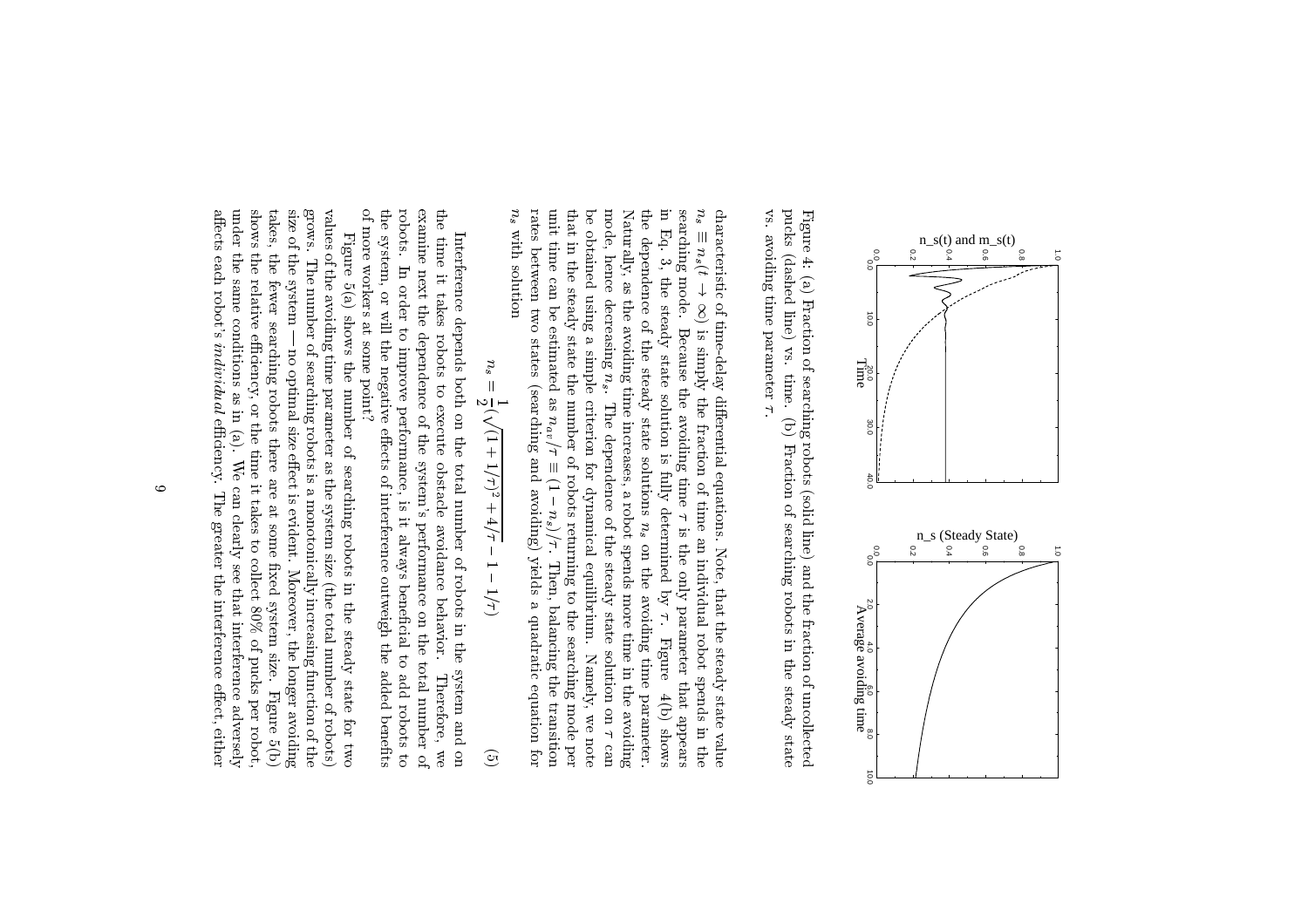Figure 4: (a) Fraction of searching robots (solid line) and the fraction of uncollected pucks (dashed line) vs. time. (b) Fraction of searching robots in the steady state vs. avoiding time parameter $\tau$.

characteristic of time-delay differential equations. Note, that the steady state value $n_s \equiv n_s(t \to \infty)$ is simply the fraction of time an individual robot spends in the searching mode. Because the avoiding time $\tau$ is the only parameter that appears in Eq. 3, the steady state solution is fully determined by $\tau$. Figure 4(b) shows the dependence of the steady state solutions $n_s$ on the avoiding time parameter. Naturally, as the avoiding time increases, a robot spends more time in the avoiding mode, hence decreasing $n_s$. The dependence of the steady state solution on $\tau$ can be obtained using a simple criterion for dynamical equilibrium. Namely, we note that in the steady state the number of robots returning to the searching mode per unit time can be estimated as $n_{av}/\tau \equiv (1 - n_s)/\tau$. Then, balancing the transition rates between two states (searching and avoiding) yields a quadratic equation for $n_s$ with solution

$$n_s = \frac{1}{2}(\sqrt{(1 + 1/\tau)^2 + 4/\tau} - 1 - 1/\tau) \qquad (5)$$

Interference depends both on the total number of robots in the system and on the time it takes robots to execute obstacle avoidance behavior. Therefore, we examine next the dependence of the system's performance on the total number of robots. In order to improve performance, is it always beneficial to add robots to the system, or will the negative effects of interference outweigh the added benefits of more workers at some point?

Figure 5(a) shows the number of searching robots in the steady state for two values of the avoiding time parameter as the system size (the total number of robots) grows. The number of searching robots is a monotonically increasing function of the size of the system — no optimal size effect is evident. Moreover, the longer avoiding takes, the fewer searching robots there are at some fixed system size. Figure 5(b) shows the relative efficiency, or the time it takes to collect 80% of pucks per robot, under the same conditions as in (a). We can clearly see that interference adversely affects each robot's *individual* efficiency. The greater the interference effect, either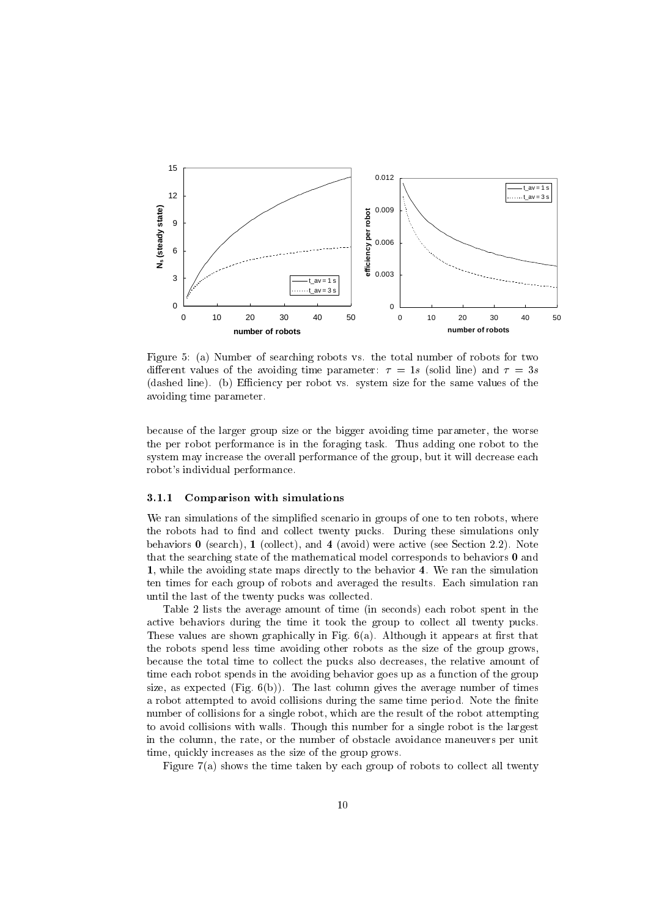Figure 5: (a) Number of searching robots vs. the total number of robots for two different values of the avoiding time parameter: $\tau = 1s$ (solid line) and $\tau = 3s$ (dashed line). (b) Efficiency per robot vs. system size for the same values of the avoiding time parameter.

because of the larger group size or the bigger avoiding time parameter, the worse the per robot performance is in the foraging task. Thus adding one robot to the system may increase the overall performance of the group, but it will decrease each robot's individual performance.

### 3.1.1 Comparison with simulations

We ran simulations of the simplified scenario in groups of one to ten robots, where the robots had to find and collect twenty pucks. During these simulations only behaviors **0** (search), **1** (collect), and **4** (avoid) were active (see Section 2.2). Note that the searching state of the mathematical model corresponds to behaviors **0** and **1**, while the avoiding state maps directly to the behavior **4**. We ran the simulation ten times for each group of robots and averaged the results. Each simulation ran until the last of the twenty pucks was collected.

Table 2 lists the average amount of time (in seconds) each robot spent in the active behaviors during the time it took the group to collect all twenty pucks. These values are shown graphically in Fig. 6(a). Although it appears at first that the robots spend less time avoiding other robots as the size of the group grows, because the total time to collect the pucks also decreases, the relative amount of time each robot spends in the avoiding behavior goes up as a function of the group size, as expected (Fig. 6(b)). The last column gives the average number of times a robot attempted to avoid collisions during the same time period. Note the finite number of collisions for a single robot, which are the result of the robot attempting to avoid collisions with walls. Though this number for a single robot is the largest in the column, the rate, or the number of obstacle avoidance maneuvers per unit time, quickly increases as the size of the group grows.

Figure 7(a) shows the time taken by each group of robots to collect all twenty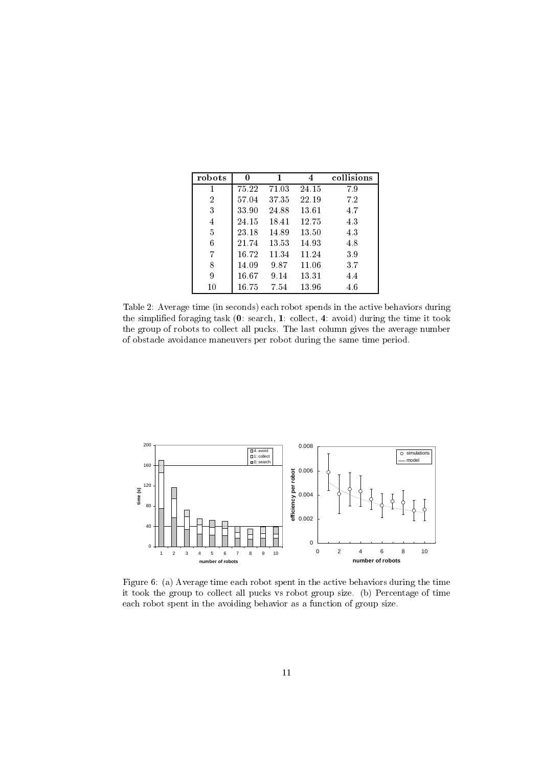| robots | 0 | 1 | 4 | collisions |
|---|---|---|---|---|
| 1 | 75.22 | 71.03 | 24.15 | 7.9 |
| 2 | 57.04 | 37.35 | 22.19 | 7.2 |
| 3 | 33.90 | 24.88 | 13.61 | 4.7 |
| 4 | 24.15 | 18.41 | 12.75 | 4.3 |
| 5 | 23.18 | 14.89 | 13.50 | 4.3 |
| 6 | 21.74 | 13.53 | 14.93 | 4.8 |
| 7 | 16.72 | 11.34 | 11.24 | 3.9 |
| 8 | 14.09 | 9.87 | 11.06 | 3.7 |
| 9 | 16.67 | 9.14 | 13.31 | 4.4 |
| 10 | 16.75 | 7.54 | 13.96 | 4.6 |

Table 2: Average time (in seconds) each robot spends in the active behaviors during the simplified foraging task (**0**: search, **1**: collect, **4**: avoid) during the time it took the group of robots to collect all pucks. The last column gives the average number of obstacle avoidance maneuvers per robot during the same time period.

Figure 6: (a) Average time each robot spent in the active behaviors during the time it took the group to collect all pucks vs robot group size. (b) Percentage of time each robot spent in the avoiding behavior as a function of group size.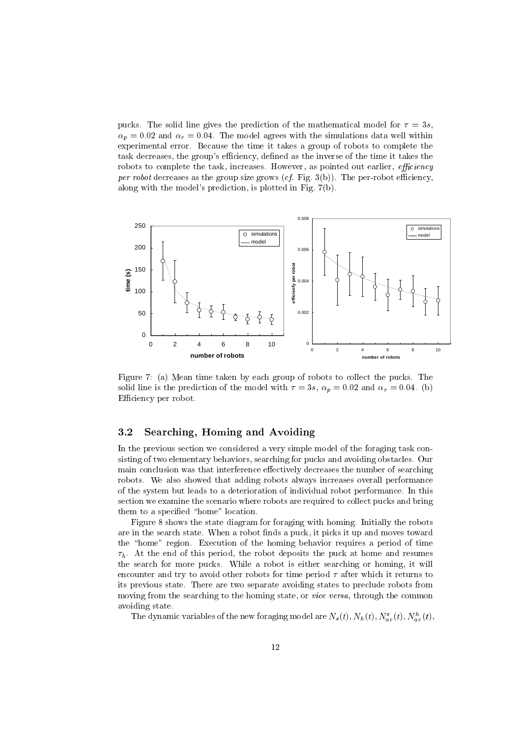pucks. The solid line gives the prediction of the mathematical model for $\tau = 3s$, $\alpha_p = 0.02$ and $\alpha_r = 0.04$. The model agrees with the simulations data well within experimental error. Because the time it takes a group of robots to complete the task decreases, the group's efficiency, defined as the inverse of the time it takes the robots to complete the task, increases. However, as pointed out earlier, *efficiency per robot* decreases as the group size grows (*cf.* Fig. 3(b)). The per-robot efficiency, along with the model's prediction, is plotted in Fig. 7(b).

Figure 7: (a) Mean time taken by each group of robots to collect the pucks. The solid line is the prediction of the model with $\tau = 3s$, $\alpha_p = 0.02$ and $\alpha_r = 0.04$. (b) Efficiency per robot.

## 3.2 Searching, Homing and Avoiding

In the previous section we considered a very simple model of the foraging task consisting of two elementary behaviors, searching for pucks and avoiding obstacles. Our main conclusion was that interference effectively decreases the number of searching robots. We also showed that adding robots always increases overall performance of the system but leads to a deterioration of individual robot performance. In this section we examine the scenario where robots are required to collect pucks and bring them to a specified "home" location.

Figure 8 shows the state diagram for foraging with homing. Initially the robots are in the search state. When a robot finds a puck, it picks it up and moves toward the "home" region. Execution of the homing behavior requires a period of time $\tau_h$. At the end of this period, the robot deposits the puck at home and resumes the search for more pucks. While a robot is either searching or homing, it will encounter and try to avoid other robots for time period $\tau$ after which it returns to its previous state. There are two separate avoiding states to preclude robots from moving from the searching to the homing state, or *vice versa*, through the common avoiding state.

The dynamic variables of the new foraging model are $N_s(t), N_h(t), N_{av}^s(t), N_{av}^h(t)$,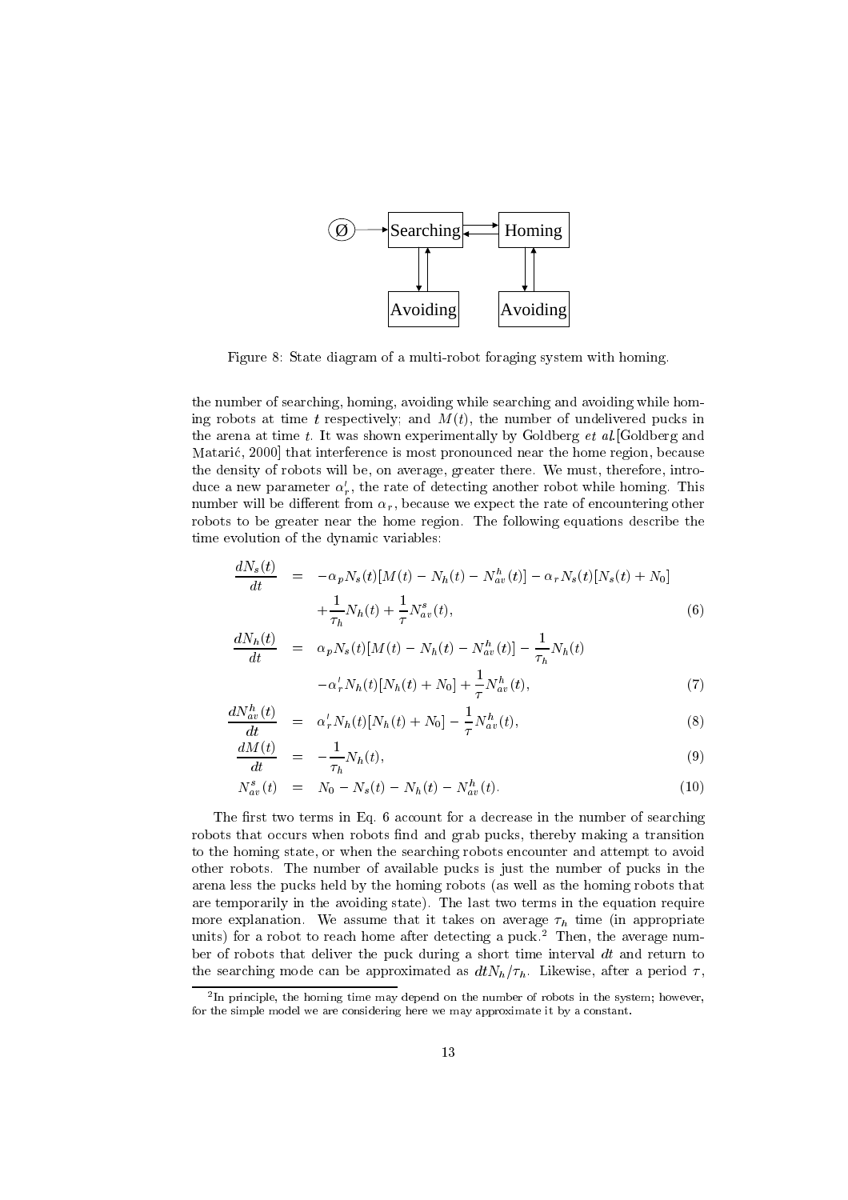Figure 8: State diagram of a multi-robot foraging system with homing.

the number of searching, homing, avoiding while searching and avoiding while homing robots at time $t$ respectively; and $M(t)$, the number of undelivered pucks in the arena at time $t$. It was shown experimentally by Goldberg *et al.*[Goldberg and Matarić, 2000] that interference is most pronounced near the home region, because the density of robots will be, on average, greater there. We must, therefore, introduce a new parameter $\alpha_r'$, the rate of detecting another robot while homing. This number will be different from $\alpha_r$, because we expect the rate of encountering other robots to be greater near the home region. The following equations describe the time evolution of the dynamic variables:

$$\frac{dN_s(t)}{dt} = -\alpha_p N_s(t)[M(t) - N_h(t) - N_{av}^h(t)] - \alpha_r N_s(t)[N_s(t) + N_0] + \frac{1}{\tau_h} N_h(t) + \frac{1}{\tau} N_{av}^s(t), \quad (6)$$

$$\frac{dN_h(t)}{dt} = \alpha_p N_s(t)[M(t) - N_h(t) - N_{av}^h(t)] - \frac{1}{\tau_h} N_h(t) - \alpha_r' N_h(t)[N_h(t) + N_0] + \frac{1}{\tau} N_{av}^h(t), \quad (7)$$

$$\frac{dN_{av}^h(t)}{dt} = \alpha_r' N_h(t)[N_h(t) + N_0] - \frac{1}{\tau} N_{av}^h(t), \quad (8)$$

$$\frac{dM(t)}{dt} = -\frac{1}{\tau_h} N_h(t), \quad (9)$$

$$N_{av}^s(t) = N_0 - N_s(t) - N_h(t) - N_{av}^h(t). \quad (10)$$

The first two terms in Eq. 6 account for a decrease in the number of searching robots that occurs when robots find and grab pucks, thereby making a transition to the homing state, or when the searching robots encounter and attempt to avoid other robots. The number of available pucks is just the number of pucks in the arena less the pucks held by the homing robots (as well as the homing robots that are temporarily in the avoiding state). The last two terms in the equation require more explanation. We assume that it takes on average $\tau_h$ time (in appropriate units) for a robot to reach home after detecting a puck.[2] Then, the average number of robots that deliver the puck during a short time interval $dt$ and return to the searching mode can be approximated as $dt N_h/\tau_h$. Likewise, after a period $\tau$,

[2] In principle, the homing time may depend on the number of robots in the system; however, for the simple model we are considering here we may approximate it by a constant.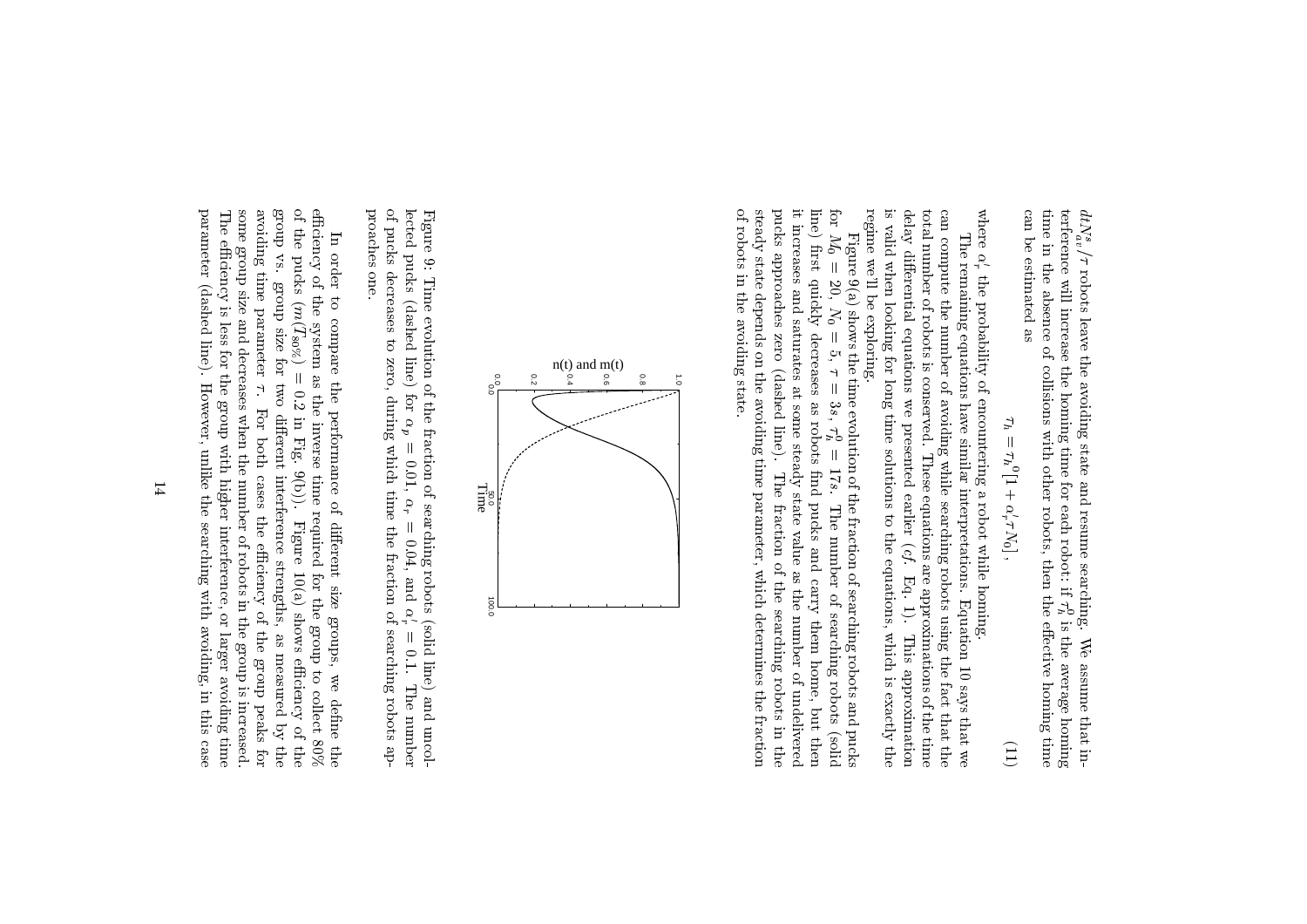$dtN_{av}^s/\tau$ robots leave the avoiding state and resume searching. We assume that interference will increase the homing time for each robot: if $\tau_h^0$ is the average homing time in the absence of collisions with other robots, then the effective homing time can be estimated as

$$\tau_h = \tau_h^0[1 + \alpha_r' \tau N_0], \tag{11}$$

where $\alpha_r'$ the probability of encountering a robot while homing.

The remaining equations have similar interpretations. Equation 10 says that we can compute the number of avoiding while searching robots using the fact that the total number of robots is conserved. These equations are approximations of the time delay differential equations we presented earlier (*cf.* Eq. 1). This approximation is valid when looking for long time solutions to the equations, which is exactly the regime we'll be exploring.

Figure 9(a) shows the time evolution of the fraction of searching robots and pucks for $M_0 = 20$, $N_0 = 5$, $\tau = 3s$, $\tau_h^0 = 17s$. The number of searching robots (solid line) first quickly decreases as robots find pucks and carry them home, but then it increases and saturates at some steady state value as the number of undelivered pucks approaches zero (dashed line). The fraction of the searching robots in the steady state depends on the avoiding time parameter, which determines the fraction of robots in the avoiding state.

Figure 9: Time evolution of the fraction of searching robots (solid line) and uncollected pucks (dashed line) for $\alpha_p = 0.01$, $\alpha_r = 0.04$, and $\alpha_r' = 0.1$. The number of pucks decreases to zero, during which time the fraction of searching robots approaches one.

In order to compare the performance of different size groups, we define the efficiency of the system as the inverse time required for the group to collect 80% of the pucks ($m(T_{80\%}) = 0.2$ in Fig. 9(b)). Figure 10(a) shows efficiency of the group vs. group size for two different interference strengths, as measured by the avoiding time parameter $\tau$. For both cases the efficiency of the group peaks for some group size and decreases when the number of robots in the group is increased. The efficiency is less for the group with higher interference, or larger avoiding time parameter (dashed line). However, unlike the searching with avoiding, in this case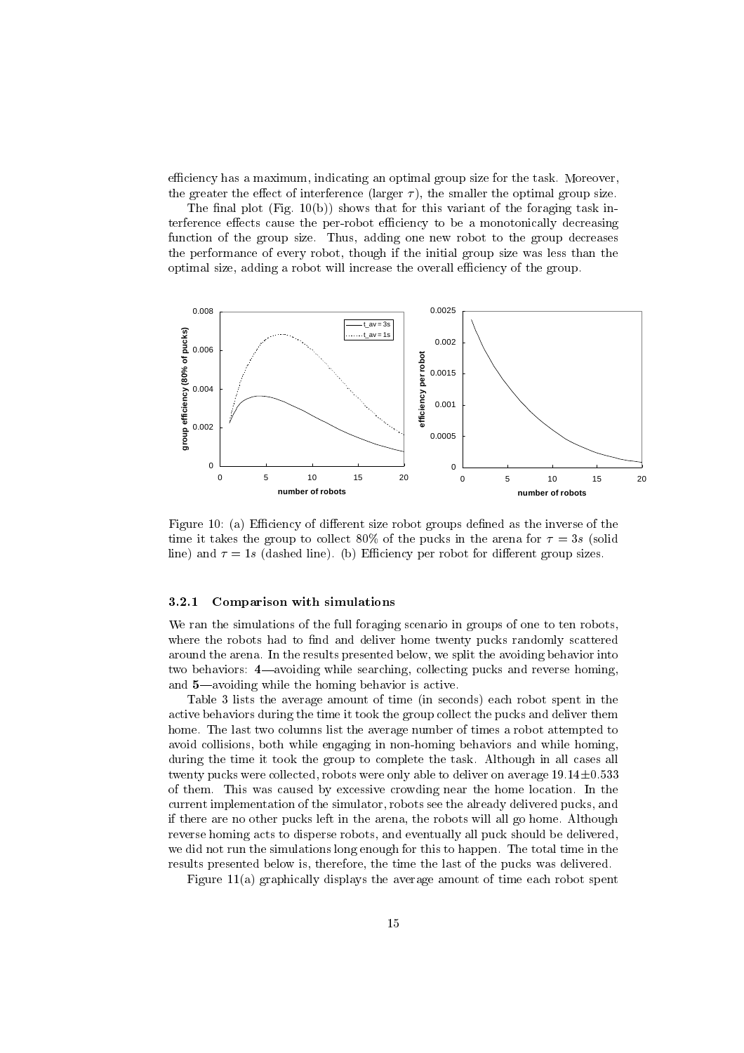efficiency has a maximum, indicating an optimal group size for the task. Moreover, the greater the effect of interference (larger $\tau$), the smaller the optimal group size.

The final plot (Fig. 10(b)) shows that for this variant of the foraging task interference effects cause the per-robot efficiency to be a monotonically decreasing function of the group size. Thus, adding one new robot to the group decreases the performance of every robot, though if the initial group size was less than the optimal size, adding a robot will increase the overall efficiency of the group.

Figure 10: (a) Efficiency of different size robot groups defined as the inverse of the time it takes the group to collect 80% of the pucks in the arena for $\tau = 3s$ (solid line) and $\tau = 1s$ (dashed line). (b) Efficiency per robot for different group sizes.

### 3.2.1 Comparison with simulations

We ran the simulations of the full foraging scenario in groups of one to ten robots, where the robots had to find and deliver home twenty pucks randomly scattered around the arena. In the results presented below, we split the avoiding behavior into two behaviors: **4**—avoiding while searching, collecting pucks and reverse homing, and **5**—avoiding while the homing behavior is active.

Table 3 lists the average amount of time (in seconds) each robot spent in the active behaviors during the time it took the group collect the pucks and deliver them home. The last two columns list the average number of times a robot attempted to avoid collisions, both while engaging in non-homing behaviors and while homing, during the time it took the group to complete the task. Although in all cases all twenty pucks were collected, robots were only able to deliver on average $19.14 \pm 0.533$ of them. This was caused by excessive crowding near the home location. In the current implementation of the simulator, robots see the already delivered pucks, and if there are no other pucks left in the arena, the robots will all go home. Although reverse homing acts to disperse robots, and eventually all puck should be delivered, we did not run the simulations long enough for this to happen. The total time in the results presented below is, therefore, the time the last of the pucks was delivered.

Figure 11(a) graphically displays the average amount of time each robot spent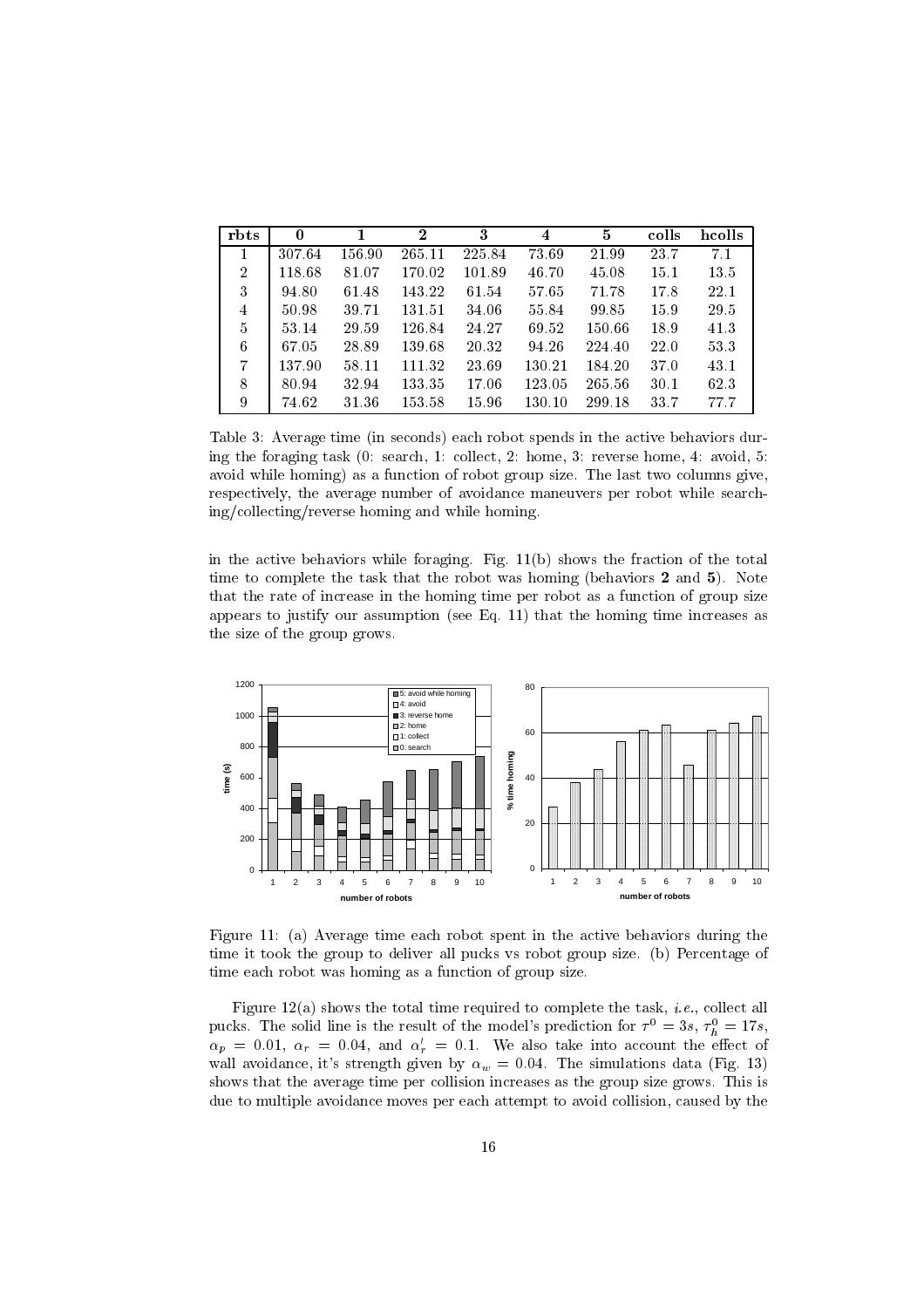| rbts | 0 | 1 | 2 | 3 | 4 | 5 | colls | hcolls |
|---|---|---|---|---|---|---|---|---|
| 1 | 307.64 | 156.90 | 265.11 | 225.84 | 73.69 | 21.99 | 23.7 | 7.1 |
| 2 | 118.68 | 81.07 | 170.02 | 101.89 | 46.70 | 45.08 | 15.1 | 13.5 |
| 3 | 94.80 | 61.48 | 143.22 | 61.54 | 57.65 | 71.78 | 17.8 | 22.1 |
| 4 | 50.98 | 39.71 | 131.51 | 34.06 | 55.84 | 99.85 | 15.9 | 29.5 |
| 5 | 53.14 | 29.59 | 126.84 | 24.27 | 69.52 | 150.66 | 18.9 | 41.3 |
| 6 | 67.05 | 28.89 | 139.68 | 20.32 | 94.26 | 224.40 | 22.0 | 53.3 |
| 7 | 137.90 | 58.11 | 111.32 | 23.69 | 130.21 | 184.20 | 37.0 | 43.1 |
| 8 | 80.94 | 32.94 | 133.35 | 17.06 | 123.05 | 265.56 | 30.1 | 62.3 |
| 9 | 74.62 | 31.36 | 153.58 | 15.96 | 130.10 | 299.18 | 33.7 | 77.7 |

Table 3: Average time (in seconds) each robot spends in the active behaviors during the foraging task (0: search, 1: collect, 2: home, 3: reverse home, 4: avoid, 5: avoid while homing) as a function of robot group size. The last two columns give, respectively, the average number of avoidance maneuvers per robot while searching/collecting/reverse homing and while homing.

in the active behaviors while foraging. Fig. 11(b) shows the fraction of the total time to complete the task that the robot was homing (behaviors **2** and **5**). Note that the rate of increase in the homing time per robot as a function of group size appears to justify our assumption (see Eq. 11) that the homing time increases as the size of the group grows.

Figure 11: (a) Average time each robot spent in the active behaviors during the time it took the group to deliver all pucks vs robot group size. (b) Percentage of time each robot was homing as a function of group size.

Figure 12(a) shows the total time required to complete the task, *i.e.*, collect all pucks. The solid line is the result of the model's prediction for $\tau^0 = 3s$, $\tau_h^0 = 17s$, $\alpha_p = 0.01$, $\alpha_r = 0.04$, and $\alpha_r' = 0.1$. We also take into account the effect of wall avoidance, it's strength given by $\alpha_w = 0.04$. The simulations data (Fig. 13) shows that the average time per collision increases as the group size grows. This is due to multiple avoidance moves per each attempt to avoid collision, caused by the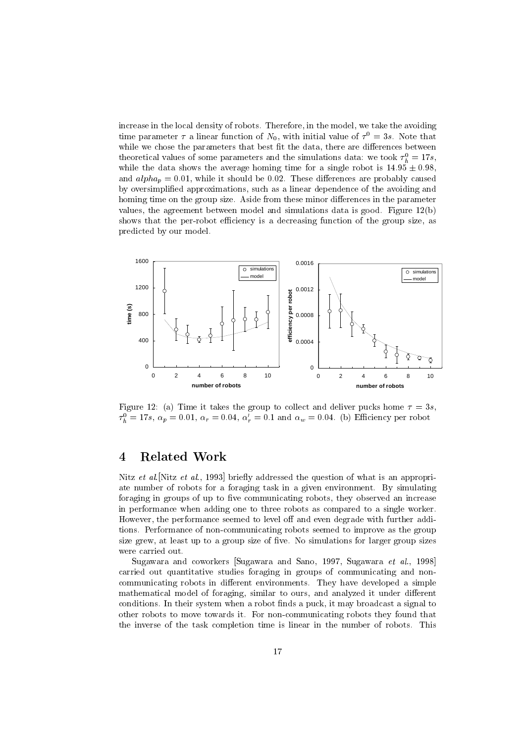increase in the local density of robots. Therefore, in the model, we take the avoiding time parameter $\tau$ a linear function of $N_0$, with initial value of $\tau^0 = 3s$. Note that while we chose the parameters that best fit the data, there are differences between theoretical values of some parameters and the simulations data: we took $\tau_h^0 = 17s$, while the data shows the average homing time for a single robot is $14.95 \pm 0.98$, and $alpha_p = 0.01$, while it should be 0.02. These differences are probably caused by oversimplified approximations, such as a linear dependence of the avoiding and homing time on the group size. Aside from these minor differences in the parameter values, the agreement between model and simulations data is good. Figure 12(b) shows that the per-robot efficiency is a decreasing function of the group size, as predicted by our model.

Figure 12: (a) Time it takes the group to collect and deliver pucks home $\tau = 3s$, $\tau_h^0 = 17s$, $\alpha_p = 0.01$, $\alpha_r = 0.04$, $\alpha_r' = 0.1$ and $\alpha_w = 0.04$. (b) Efficiency per robot

# 4 Related Work

Nitz *et al.*[Nitz *et al.*, 1993] briefly addressed the question of what is an appropriate number of robots for a foraging task in a given environment. By simulating foraging in groups of up to five communicating robots, they observed an increase in performance when adding one to three robots as compared to a single worker. However, the performance seemed to level off and even degrade with further additions. Performance of non-communicating robots seemed to improve as the group size grew, at least up to a group size of five. No simulations for larger group sizes were carried out.

Sugawara and coworkers [Sugawara and Sano, 1997, Sugawara *et al.*, 1998] carried out quantitative studies foraging in groups of communicating and non-communicating robots in different environments. They have developed a simple mathematical model of foraging, similar to ours, and analyzed it under different conditions. In their system when a robot finds a puck, it may broadcast a signal to other robots to move towards it. For non-communicating robots they found that the inverse of the task completion time is linear in the number of robots. This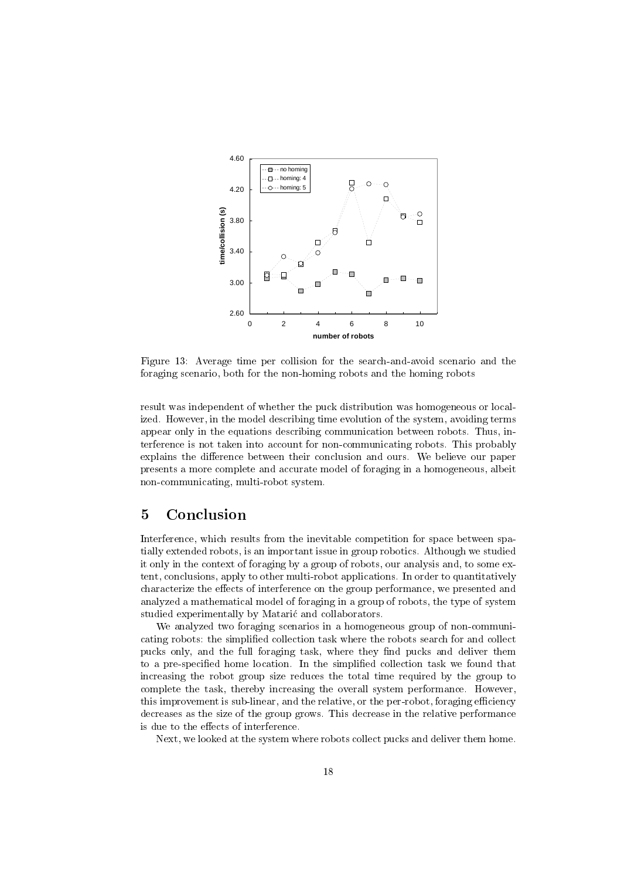Figure 13: Average time per collision for the search-and-avoid scenario and the foraging scenario, both for the non-homing robots and the homing robots

result was independent of whether the puck distribution was homogeneous or localized. However, in the model describing time evolution of the system, avoiding terms appear only in the equations describing communication between robots. Thus, interference is not taken into account for non-communicating robots. This probably explains the difference between their conclusion and ours. We believe our paper presents a more complete and accurate model of foraging in a homogeneous, albeit non-communicating, multi-robot system.

# 5 Conclusion

Interference, which results from the inevitable competition for space between spatially extended robots, is an important issue in group robotics. Although we studied it only in the context of foraging by a group of robots, our analysis and, to some extent, conclusions, apply to other multi-robot applications. In order to quantitatively characterize the effects of interference on the group performance, we presented and analyzed a mathematical model of foraging in a group of robots, the type of system studied experimentally by Matarić and collaborators.

We analyzed two foraging scenarios in a homogeneous group of non-communicating robots: the simplified collection task where the robots search for and collect pucks only, and the full foraging task, where they find pucks and deliver them to a pre-specified home location. In the simplified collection task we found that increasing the robot group size reduces the total time required by the group to complete the task, thereby increasing the overall system performance. However, this improvement is sub-linear, and the relative, or the per-robot, foraging efficiency decreases as the size of the group grows. This decrease in the relative performance is due to the effects of interference.

Next, we looked at the system where robots collect pucks and deliver them home.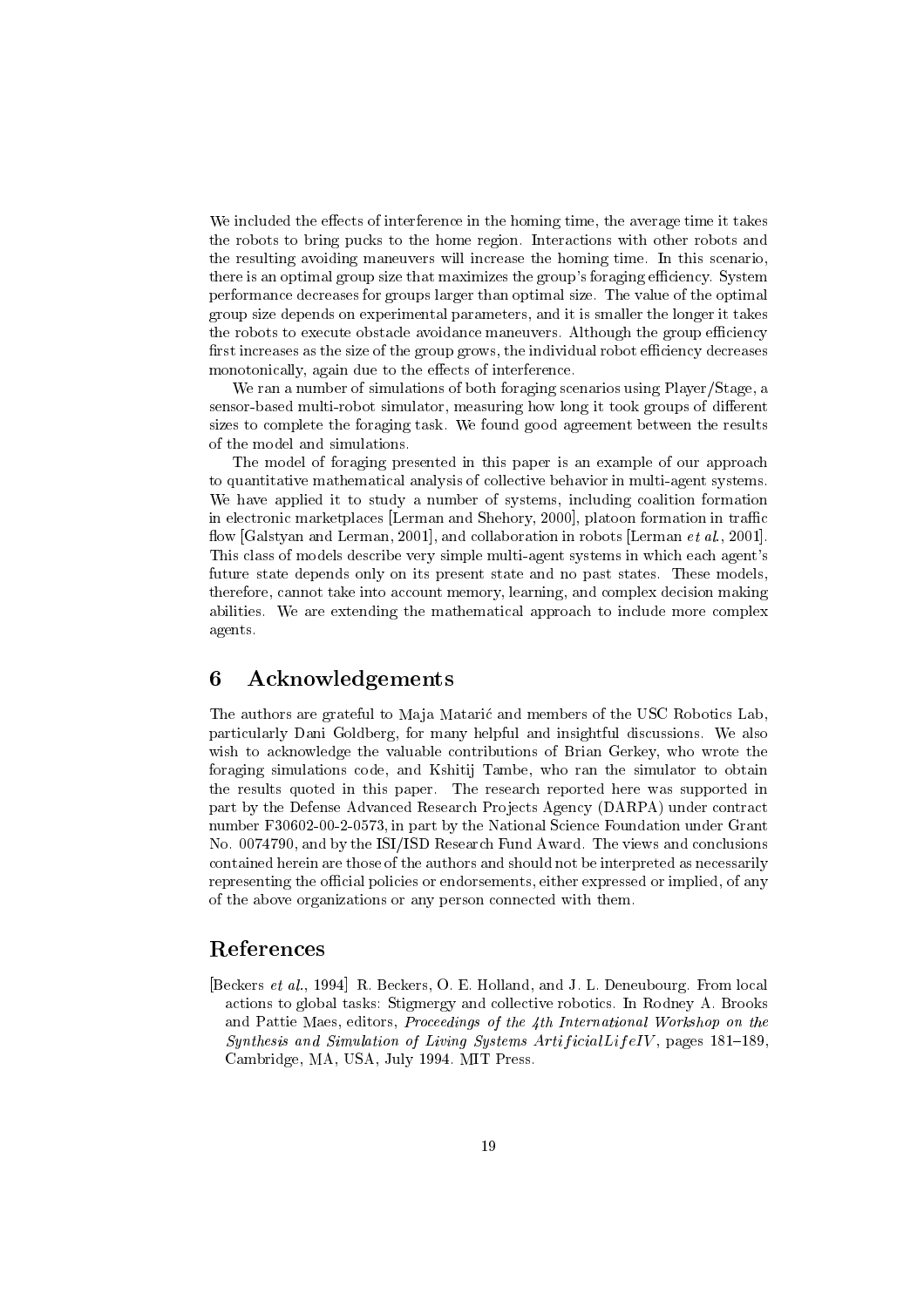We included the effects of interference in the homing time, the average time it takes the robots to bring pucks to the home region. Interactions with other robots and the resulting avoiding maneuvers will increase the homing time. In this scenario, there is an optimal group size that maximizes the group's foraging efficiency. System performance decreases for groups larger than optimal size. The value of the optimal group size depends on experimental parameters, and it is smaller the longer it takes the robots to execute obstacle avoidance maneuvers. Although the group efficiency first increases as the size of the group grows, the individual robot efficiency decreases monotonically, again due to the effects of interference.

We ran a number of simulations of both foraging scenarios using Player/Stage, a sensor-based multi-robot simulator, measuring how long it took groups of different sizes to complete the foraging task. We found good agreement between the results of the model and simulations.

The model of foraging presented in this paper is an example of our approach to quantitative mathematical analysis of collective behavior in multi-agent systems. We have applied it to study a number of systems, including coalition formation in electronic marketplaces [Lerman and Shehory, 2000], platoon formation in traffic flow [Galstyan and Lerman, 2001], and collaboration in robots [Lerman *et al.*, 2001]. This class of models describe very simple multi-agent systems in which each agent's future state depends only on its present state and no past states. These models, therefore, cannot take into account memory, learning, and complex decision making abilities. We are extending the mathematical approach to include more complex agents.

## 6 Acknowledgements

The authors are grateful to Maja Matarić and members of the USC Robotics Lab, particularly Dani Goldberg, for many helpful and insightful discussions. We also wish to acknowledge the valuable contributions of Brian Gerkey, who wrote the foraging simulations code, and Kshitij Tambe, who ran the simulator to obtain the results quoted in this paper. The research reported here was supported in part by the Defense Advanced Research Projects Agency (DARPA) under contract number F30602-00-2-0573, in part by the National Science Foundation under Grant No. 0074790, and by the ISI/ISD Research Fund Award. The views and conclusions contained herein are those of the authors and should not be interpreted as necessarily representing the official policies or endorsements, either expressed or implied, of any of the above organizations or any person connected with them.

## References

[Beckers *et al.*, 1994] R. Beckers, O. E. Holland, and J. L. Deneubourg. From local actions to global tasks: Stigmergy and collective robotics. In Rodney A. Brooks and Pattie Maes, editors, *Proceedings of the 4th International Workshop on the Synthesis and Simulation of Living Systems ArtificialLifeIV*, pages 181–189, Cambridge, MA, USA, July 1994. MIT Press.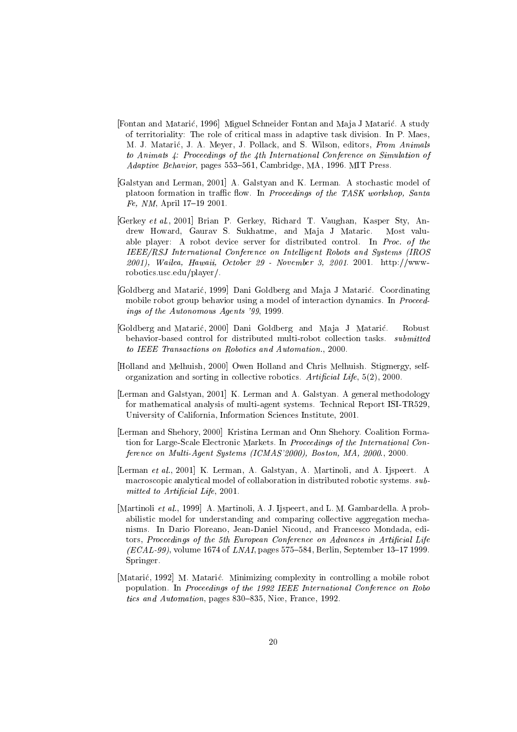[Fontan and Matarić, 1996] Miguel Schneider Fontan and Maja J Matarić. A study of territoriality: The role of critical mass in adaptive task division. In P. Maes, M. J. Matarić, J. A. Meyer, J. Pollack, and S. Wilson, editors, *From Animals to Animats 4: Proceedings of the 4th International Conference on Simulation of Adaptive Behavior*, pages 553–561, Cambridge, MA, 1996. MIT Press.

[Galstyan and Lerman, 2001] A. Galstyan and K. Lerman. A stochastic model of platoon formation in traffic flow. In *Proceedings of the TASK workshop, Santa Fe, NM*, April 17–19 2001.

[Gerkey *et al.*, 2001] Brian P. Gerkey, Richard T. Vaughan, Kasper Sty, Andrew Howard, Gaurav S. Sukhatme, and Maja J Mataric. Most valuable player: A robot device server for distributed control. In *Proc. of the IEEE/RSJ International Conference on Intelligent Robots and Systems (IROS 2001), Wailea, Hawaii, October 29 - November 3, 2001*. 2001. http://www-robotics.usc.edu/player/.

[Goldberg and Matarić, 1999] Dani Goldberg and Maja J Matarić. Coordinating mobile robot group behavior using a model of interaction dynamics. In *Proceedings of the Autonomous Agents '99*, 1999.

[Goldberg and Matarić, 2000] Dani Goldberg and Maja J Matarić. Robust behavior-based control for distributed multi-robot collection tasks. *submitted to IEEE Transactions on Robotics and Automation.*, 2000.

[Holland and Melhuish, 2000] Owen Holland and Chris Melhuish. Stigmergy, self-organization and sorting in collective robotics. *Artificial Life*, 5(2), 2000.

[Lerman and Galstyan, 2001] K. Lerman and A. Galstyan. A general methodology for mathematical analysis of multi-agent systems. Technical Report ISI-TR529, University of California, Information Sciences Institute, 2001.

[Lerman and Shehory, 2000] Kristina Lerman and Onn Shehory. Coalition Formation for Large-Scale Electronic Markets. In *Proceedings of the International Conference on Multi-Agent Systems (ICMAS'2000), Boston, MA, 2000.*, 2000.

[Lerman *et al.*, 2001] K. Lerman, A. Galstyan, A. Martinoli, and A. Ijspeert. A macroscopic analytical model of collaboration in distributed robotic systems. *submitted to Artificial Life*, 2001.

[Martinoli *et al.*, 1999] A. Martinoli, A. J. Ijspeert, and L. M. Gambardella. A probabilistic model for understanding and comparing collective aggregation mechanisms. In Dario Floreano, Jean-Daniel Nicoud, and Francesco Mondada, editors, *Proceedings of the 5th European Conference on Advances in Artificial Life (ECAL-99)*, volume 1674 of *LNAI*, pages 575–584, Berlin, September 13–17 1999. Springer.

[Matarić, 1992] M. Matarić. Minimizing complexity in controlling a mobile robot population. In *Proceedings of the 1992 IEEE International Conference on Robotics and Automation*, pages 830–835, Nice, France, 1992.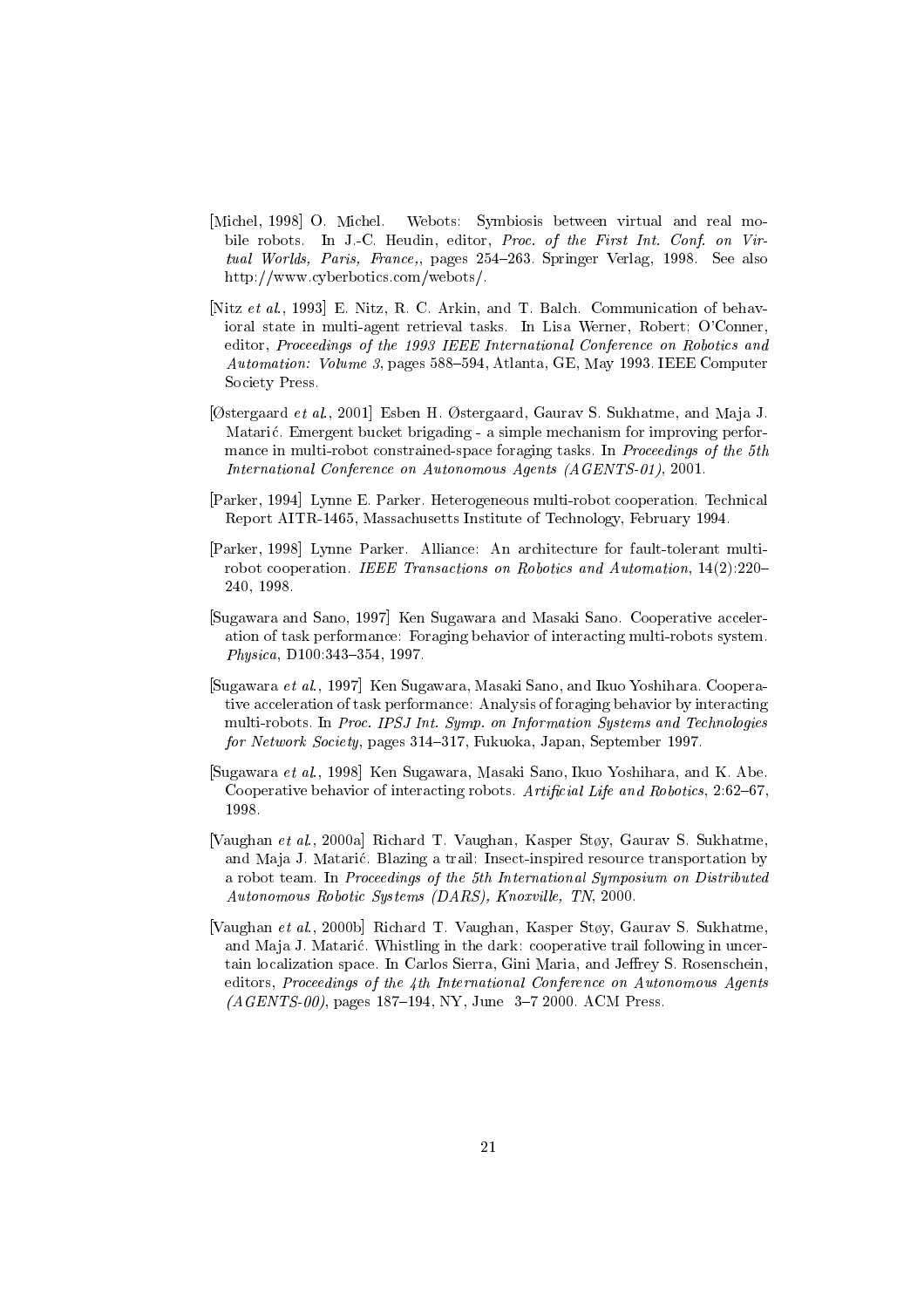[Michel, 1998] O. Michel. Webots: Symbiosis between virtual and real mobile robots. In J.-C. Heudin, editor, *Proc. of the First Int. Conf. on Virtual Worlds, Paris, France,*, pages 254–263. Springer Verlag, 1998. See also http://www.cyberbotics.com/webots/.

[Nitz *et al.*, 1993] E. Nitz, R. C. Arkin, and T. Balch. Communication of behavioral state in multi-agent retrieval tasks. In Lisa Werner, Robert; O'Conner, editor, *Proceedings of the 1993 IEEE International Conference on Robotics and Automation: Volume 3*, pages 588–594, Atlanta, GE, May 1993. IEEE Computer Society Press.

[Østergaard *et al.*, 2001] Esben H. Østergaard, Gaurav S. Sukhatme, and Maja J. Matarić. Emergent bucket brigading - a simple mechanism for improving performance in multi-robot constrained-space foraging tasks. In *Proceedings of the 5th International Conference on Autonomous Agents (AGENTS-01)*, 2001.

[Parker, 1994] Lynne E. Parker. Heterogeneous multi-robot cooperation. Technical Report AITR-1465, Massachusetts Institute of Technology, February 1994.

[Parker, 1998] Lynne Parker. Alliance: An architecture for fault-tolerant multirobot cooperation. *IEEE Transactions on Robotics and Automation*, 14(2):220–240, 1998.

[Sugawara and Sano, 1997] Ken Sugawara and Masaki Sano. Cooperative acceleration of task performance: Foraging behavior of interacting multi-robots system. *Physica*, D100:343–354, 1997.

[Sugawara *et al.*, 1997] Ken Sugawara, Masaki Sano, and Ikuo Yoshihara. Cooperative acceleration of task performance: Analysis of foraging behavior by interacting multi-robots. In *Proc. IPSJ Int. Symp. on Information Systems and Technologies for Network Society*, pages 314–317, Fukuoka, Japan, September 1997.

[Sugawara *et al.*, 1998] Ken Sugawara, Masaki Sano, Ikuo Yoshihara, and K. Abe. Cooperative behavior of interacting robots. *Artificial Life and Robotics*, 2:62–67, 1998.

[Vaughan *et al.*, 2000a] Richard T. Vaughan, Kasper Støy, Gaurav S. Sukhatme, and Maja J. Matarić. Blazing a trail: Insect-inspired resource transportation by a robot team. In *Proceedings of the 5th International Symposium on Distributed Autonomous Robotic Systems (DARS), Knoxville, TN*, 2000.

[Vaughan *et al.*, 2000b] Richard T. Vaughan, Kasper Støy, Gaurav S. Sukhatme, and Maja J. Matarić. Whistling in the dark: cooperative trail following in uncertain localization space. In Carlos Sierra, Gini Maria, and Jeffrey S. Rosenschein, editors, *Proceedings of the 4th International Conference on Autonomous Agents (AGENTS-00)*, pages 187–194, NY, June 3–7 2000. ACM Press.